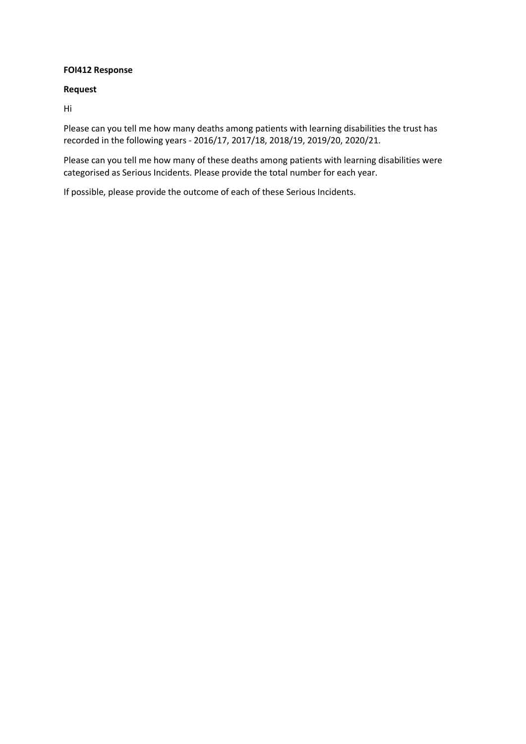**FOI412 Response**

**Request**

Hi

Please can you tell me how many deaths among patients with learning disabilities the trust has recorded in the following years - 2016/17, 2017/18, 2018/19, 2019/20, 2020/21.

Please can you tell me how many of these deaths among patients with learning disabilities were categorised as Serious Incidents. Please provide the total number for each year.

If possible, please provide the outcome of each of these Serious Incidents.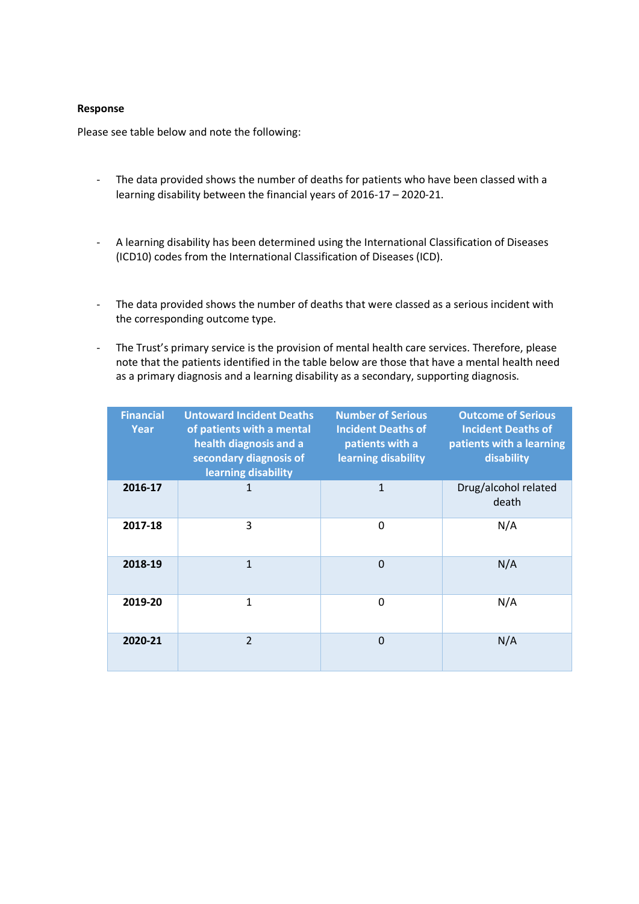**Response**

Please see table below and note the following:

- The data provided shows the number of deaths for patients who have been classed with a learning disability between the financial years of 2016-17 – 2020-21.

- A learning disability has been determined using the International Classification of Diseases (ICD10) codes from the International Classification of Diseases (ICD).

- The data provided shows the number of deaths that were classed as a serious incident with the corresponding outcome type.

- The Trust's primary service is the provision of mental health care services. Therefore, please note that the patients identified in the table below are those that have a mental health need as a primary diagnosis and a learning disability as a secondary, supporting diagnosis.

| Financial Year | Untoward Incident Deaths of patients with a mental health diagnosis and a secondary diagnosis of learning disability | Number of Serious Incident Deaths of patients with a learning disability | Outcome of Serious Incident Deaths of patients with a learning disability |
|---|---|---|---|
| **2016-17** | 1 | 1 | Drug/alcohol related death |
| **2017-18** | 3 | 0 | N/A |
| **2018-19** | 1 | 0 | N/A |
| **2019-20** | 1 | 0 | N/A |
| **2020-21** | 2 | 0 | N/A |